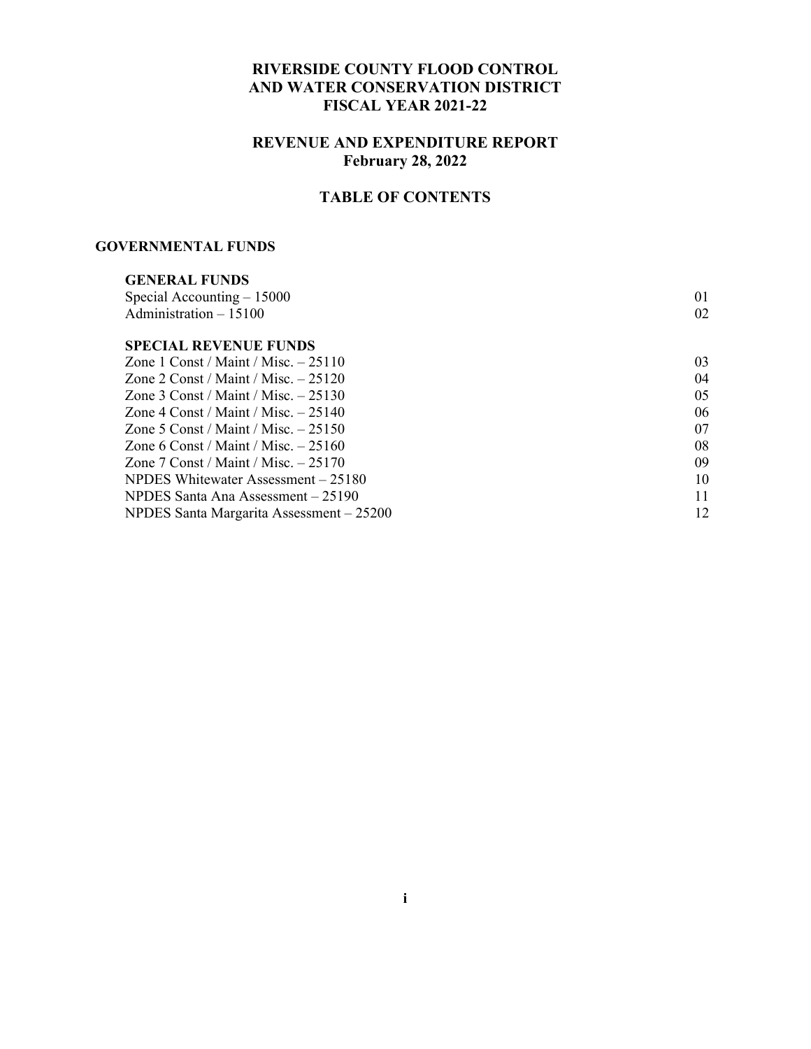# RIVERSIDE COUNTY FLOOD CONTROL AND WATER CONSERVATION DISTRICT FISCAL YEAR 2021-22

## REVENUE AND EXPENDITURE REPORT February 28, 2022

## TABLE OF CONTENTS

### GOVERNMENTAL FUNDS

#### GENERAL FUNDS

| | |
|---|---|
| Special Accounting – 15000 | 01 |
| Administration – 15100 | 02 |

#### SPECIAL REVENUE FUNDS

| | |
|---|---|
| Zone 1 Const / Maint / Misc. – 25110 | 03 |
| Zone 2 Const / Maint / Misc. – 25120 | 04 |
| Zone 3 Const / Maint / Misc. – 25130 | 05 |
| Zone 4 Const / Maint / Misc. – 25140 | 06 |
| Zone 5 Const / Maint / Misc. – 25150 | 07 |
| Zone 6 Const / Maint / Misc. – 25160 | 08 |
| Zone 7 Const / Maint / Misc. – 25170 | 09 |
| NPDES Whitewater Assessment – 25180 | 10 |
| NPDES Santa Ana Assessment – 25190 | 11 |
| NPDES Santa Margarita Assessment – 25200 | 12 |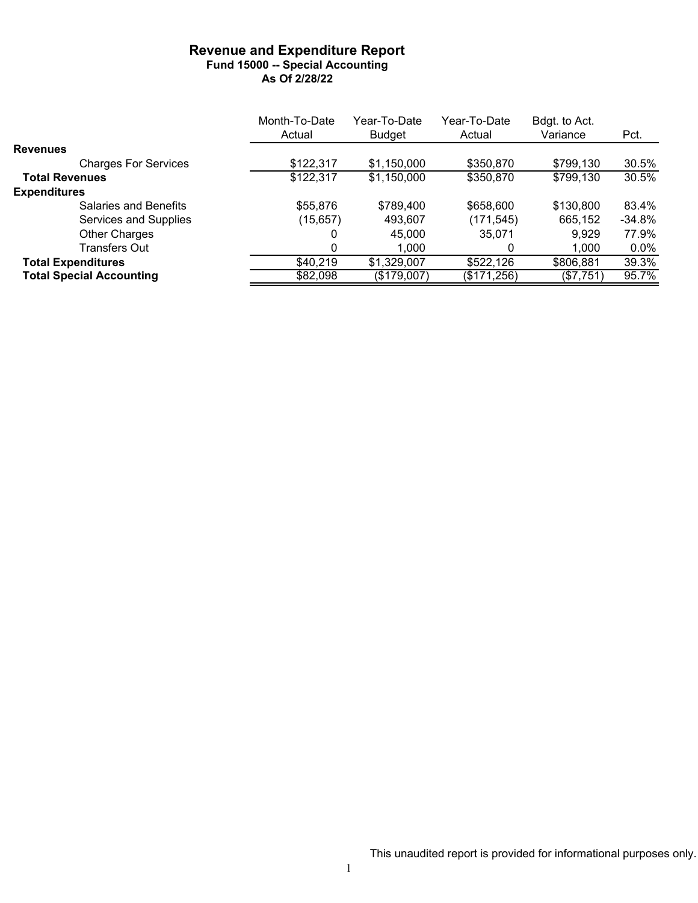# Revenue and Expenditure Report

### Fund 15000 -- Special Accounting

### As Of 2/28/22

| | Month-To-Date Actual | Year-To-Date Budget | Year-To-Date Actual | Bdgt. to Act. Variance | Pct. |
|---|---|---|---|---|---|
| **Revenues** | | | | | |
| Charges For Services | $122,317 | $1,150,000 | $350,870 | $799,130 | 30.5% |
| **Total Revenues** | $122,317 | $1,150,000 | $350,870 | $799,130 | 30.5% |
| **Expenditures** | | | | | |
| Salaries and Benefits | $55,876 | $789,400 | $658,600 | $130,800 | 83.4% |
| Services and Supplies | (15,657) | 493,607 | (171,545) | 665,152 | -34.8% |
| Other Charges | 0 | 45,000 | 35,071 | 9,929 | 77.9% |
| Transfers Out | 0 | 1,000 | 0 | 1,000 | 0.0% |
| **Total Expenditures** | $40,219 | $1,329,007 | $522,126 | $806,881 | 39.3% |
| **Total Special Accounting** | $82,098 | ($179,007) | ($171,256) | ($7,751) | 95.7% |

This unaudited report is provided for informational purposes only.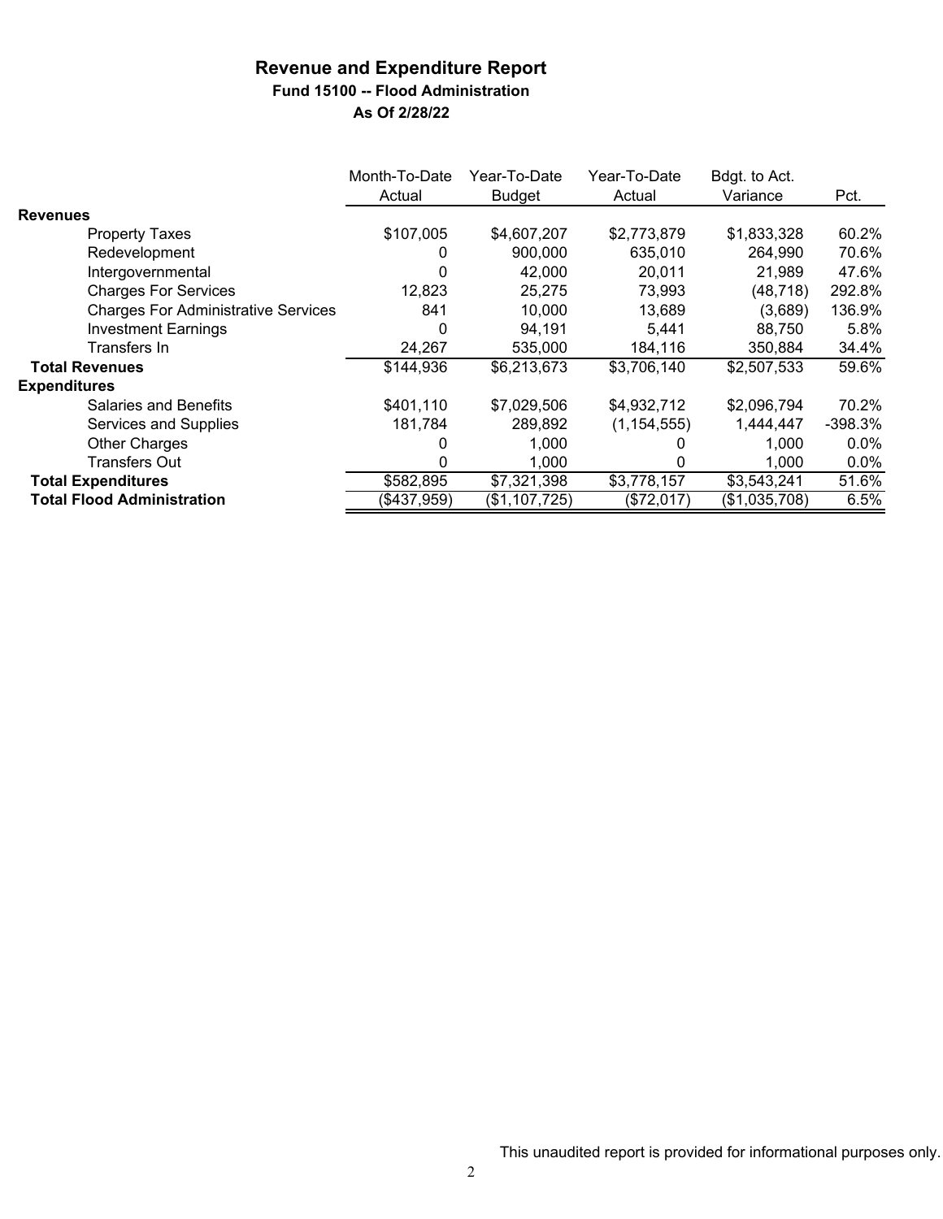# Revenue and Expenditure Report

## Fund 15100 -- Flood Administration

### As Of 2/28/22

| | Month-To-Date Actual | Year-To-Date Budget | Year-To-Date Actual | Bdgt. to Act. Variance | Pct. |
|---|---|---|---|---|---|
| **Revenues** | | | | | |
| Property Taxes | $107,005 | $4,607,207 | $2,773,879 | $1,833,328 | 60.2% |
| Redevelopment | 0 | 900,000 | 635,010 | 264,990 | 70.6% |
| Intergovernmental | 0 | 42,000 | 20,011 | 21,989 | 47.6% |
| Charges For Services | 12,823 | 25,275 | 73,993 | (48,718) | 292.8% |
| Charges For Administrative Services | 841 | 10,000 | 13,689 | (3,689) | 136.9% |
| Investment Earnings | 0 | 94,191 | 5,441 | 88,750 | 5.8% |
| Transfers In | 24,267 | 535,000 | 184,116 | 350,884 | 34.4% |
| **Total Revenues** | $144,936 | $6,213,673 | $3,706,140 | $2,507,533 | 59.6% |
| **Expenditures** | | | | | |
| Salaries and Benefits | $401,110 | $7,029,506 | $4,932,712 | $2,096,794 | 70.2% |
| Services and Supplies | 181,784 | 289,892 | (1,154,555) | 1,444,447 | -398.3% |
| Other Charges | 0 | 1,000 | 0 | 1,000 | 0.0% |
| Transfers Out | 0 | 1,000 | 0 | 1,000 | 0.0% |
| **Total Expenditures** | $582,895 | $7,321,398 | $3,778,157 | $3,543,241 | 51.6% |
| **Total Flood Administration** | ($437,959) | ($1,107,725) | ($72,017) | ($1,035,708) | 6.5% |

This unaudited report is provided for informational purposes only.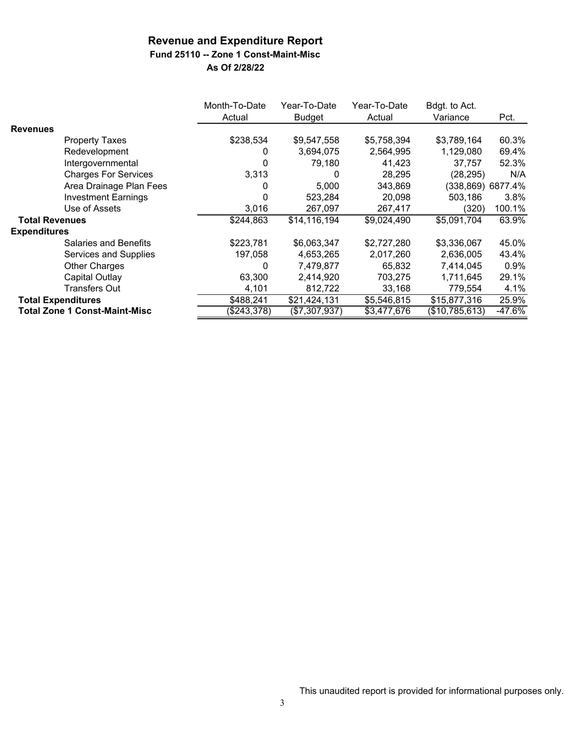# Revenue and Expenditure Report

### Fund 25110 -- Zone 1 Const-Maint-Misc

### As Of 2/28/22

| | Month-To-Date Actual | Year-To-Date Budget | Year-To-Date Actual | Bdgt. to Act. Variance | Pct. |
|---|---|---|---|---|---|
| **Revenues** | | | | | |
| Property Taxes | $238,534 | $9,547,558 | $5,758,394 | $3,789,164 | 60.3% |
| Redevelopment | 0 | 3,694,075 | 2,564,995 | 1,129,080 | 69.4% |
| Intergovernmental | 0 | 79,180 | 41,423 | 37,757 | 52.3% |
| Charges For Services | 3,313 | 0 | 28,295 | (28,295) | N/A |
| Area Drainage Plan Fees | 0 | 5,000 | 343,869 | (338,869) | 6877.4% |
| Investment Earnings | 0 | 523,284 | 20,098 | 503,186 | 3.8% |
| Use of Assets | 3,016 | 267,097 | 267,417 | (320) | 100.1% |
| **Total Revenues** | $244,863 | $14,116,194 | $9,024,490 | $5,091,704 | 63.9% |
| **Expenditures** | | | | | |
| Salaries and Benefits | $223,781 | $6,063,347 | $2,727,280 | $3,336,067 | 45.0% |
| Services and Supplies | 197,058 | 4,653,265 | 2,017,260 | 2,636,005 | 43.4% |
| Other Charges | 0 | 7,479,877 | 65,832 | 7,414,045 | 0.9% |
| Capital Outlay | 63,300 | 2,414,920 | 703,275 | 1,711,645 | 29.1% |
| Transfers Out | 4,101 | 812,722 | 33,168 | 779,554 | 4.1% |
| **Total Expenditures** | $488,241 | $21,424,131 | $5,546,815 | $15,877,316 | 25.9% |
| **Total Zone 1 Const-Maint-Misc** | ($243,378) | ($7,307,937) | $3,477,676 | ($10,785,613) | -47.6% |

This unaudited report is provided for informational purposes only.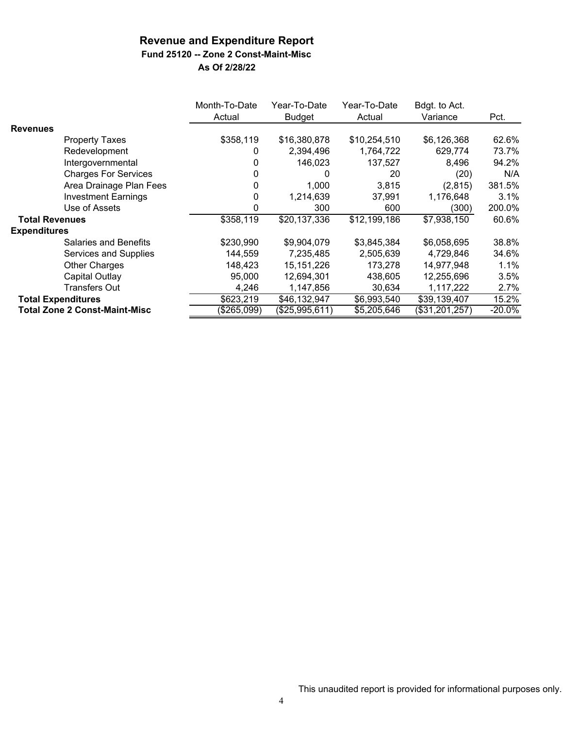# Revenue and Expenditure Report

## Fund 25120 -- Zone 2 Const-Maint-Misc

### As Of 2/28/22

| | Month-To-Date Actual | Year-To-Date Budget | Year-To-Date Actual | Bdgt. to Act. Variance | Pct. |
|---|---|---|---|---|---|
| **Revenues** | | | | | |
| Property Taxes | $358,119 | $16,380,878 | $10,254,510 | $6,126,368 | 62.6% |
| Redevelopment | 0 | 2,394,496 | 1,764,722 | 629,774 | 73.7% |
| Intergovernmental | 0 | 146,023 | 137,527 | 8,496 | 94.2% |
| Charges For Services | 0 | 0 | 20 | (20) | N/A |
| Area Drainage Plan Fees | 0 | 1,000 | 3,815 | (2,815) | 381.5% |
| Investment Earnings | 0 | 1,214,639 | 37,991 | 1,176,648 | 3.1% |
| Use of Assets | 0 | 300 | 600 | (300) | 200.0% |
| **Total Revenues** | $358,119 | $20,137,336 | $12,199,186 | $7,938,150 | 60.6% |
| **Expenditures** | | | | | |
| Salaries and Benefits | $230,990 | $9,904,079 | $3,845,384 | $6,058,695 | 38.8% |
| Services and Supplies | 144,559 | 7,235,485 | 2,505,639 | 4,729,846 | 34.6% |
| Other Charges | 148,423 | 15,151,226 | 173,278 | 14,977,948 | 1.1% |
| Capital Outlay | 95,000 | 12,694,301 | 438,605 | 12,255,696 | 3.5% |
| Transfers Out | 4,246 | 1,147,856 | 30,634 | 1,117,222 | 2.7% |
| **Total Expenditures** | $623,219 | $46,132,947 | $6,993,540 | $39,139,407 | 15.2% |
| **Total Zone 2 Const-Maint-Misc** | ($265,099) | ($25,995,611) | $5,205,646 | ($31,201,257) | -20.0% |

This unaudited report is provided for informational purposes only.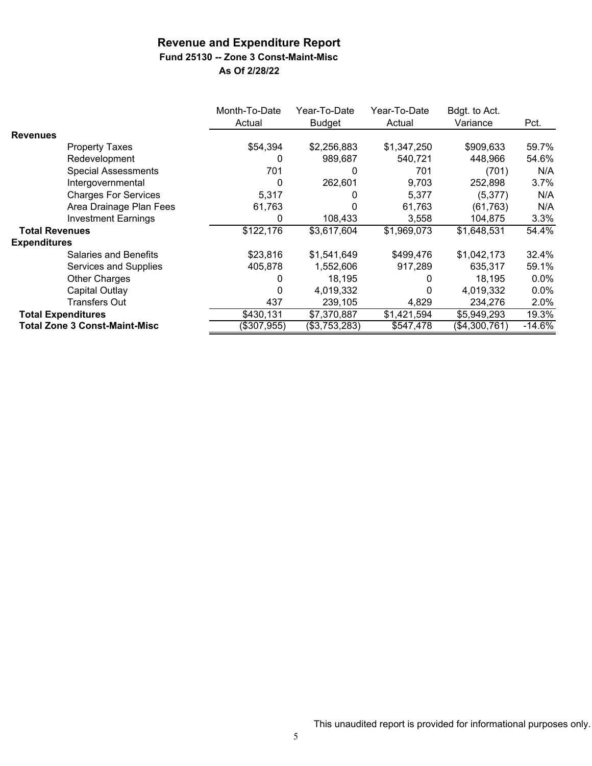# Revenue and Expenditure Report

### Fund 25130 -- Zone 3 Const-Maint-Misc

### As Of 2/28/22

| | Month-To-Date Actual | Year-To-Date Budget | Year-To-Date Actual | Bdgt. to Act. Variance | Pct. |
|---|---|---|---|---|---|
| **Revenues** | | | | | |
| Property Taxes | $54,394 | $2,256,883 | $1,347,250 | $909,633 | 59.7% |
| Redevelopment | 0 | 989,687 | 540,721 | 448,966 | 54.6% |
| Special Assessments | 701 | 0 | 701 | (701) | N/A |
| Intergovernmental | 0 | 262,601 | 9,703 | 252,898 | 3.7% |
| Charges For Services | 5,317 | 0 | 5,377 | (5,377) | N/A |
| Area Drainage Plan Fees | 61,763 | 0 | 61,763 | (61,763) | N/A |
| Investment Earnings | 0 | 108,433 | 3,558 | 104,875 | 3.3% |
| **Total Revenues** | $122,176 | $3,617,604 | $1,969,073 | $1,648,531 | 54.4% |
| **Expenditures** | | | | | |
| Salaries and Benefits | $23,816 | $1,541,649 | $499,476 | $1,042,173 | 32.4% |
| Services and Supplies | 405,878 | 1,552,606 | 917,289 | 635,317 | 59.1% |
| Other Charges | 0 | 18,195 | 0 | 18,195 | 0.0% |
| Capital Outlay | 0 | 4,019,332 | 0 | 4,019,332 | 0.0% |
| Transfers Out | 437 | 239,105 | 4,829 | 234,276 | 2.0% |
| **Total Expenditures** | $430,131 | $7,370,887 | $1,421,594 | $5,949,293 | 19.3% |
| **Total Zone 3 Const-Maint-Misc** | ($307,955) | ($3,753,283) | $547,478 | ($4,300,761) | -14.6% |

This unaudited report is provided for informational purposes only.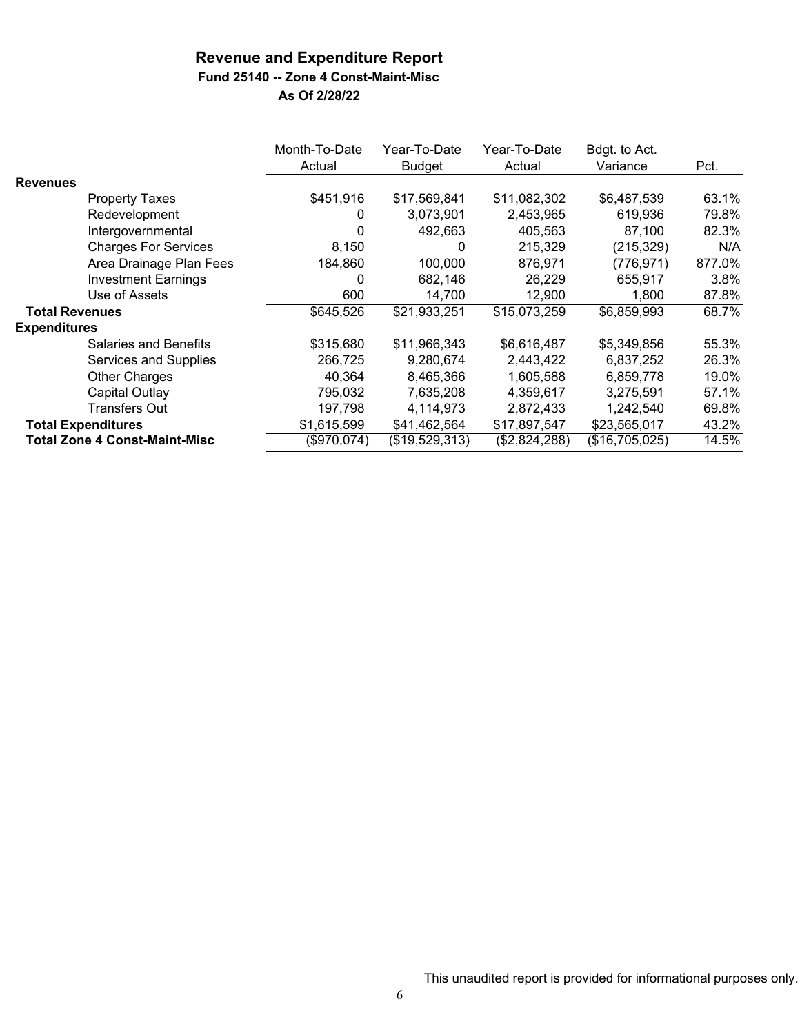## Revenue and Expenditure Report

### Fund 25140 -- Zone 4 Const-Maint-Misc

### As Of 2/28/22

| | Month-To-Date Actual | Year-To-Date Budget | Year-To-Date Actual | Bdgt. to Act. Variance | Pct. |
|---|---|---|---|---|---|
| **Revenues** | | | | | |
| Property Taxes | $451,916 | $17,569,841 | $11,082,302 | $6,487,539 | 63.1% |
| Redevelopment | 0 | 3,073,901 | 2,453,965 | 619,936 | 79.8% |
| Intergovernmental | 0 | 492,663 | 405,563 | 87,100 | 82.3% |
| Charges For Services | 8,150 | 0 | 215,329 | (215,329) | N/A |
| Area Drainage Plan Fees | 184,860 | 100,000 | 876,971 | (776,971) | 877.0% |
| Investment Earnings | 0 | 682,146 | 26,229 | 655,917 | 3.8% |
| Use of Assets | 600 | 14,700 | 12,900 | 1,800 | 87.8% |
| **Total Revenues** | $645,526 | $21,933,251 | $15,073,259 | $6,859,993 | 68.7% |
| **Expenditures** | | | | | |
| Salaries and Benefits | $315,680 | $11,966,343 | $6,616,487 | $5,349,856 | 55.3% |
| Services and Supplies | 266,725 | 9,280,674 | 2,443,422 | 6,837,252 | 26.3% |
| Other Charges | 40,364 | 8,465,366 | 1,605,588 | 6,859,778 | 19.0% |
| Capital Outlay | 795,032 | 7,635,208 | 4,359,617 | 3,275,591 | 57.1% |
| Transfers Out | 197,798 | 4,114,973 | 2,872,433 | 1,242,540 | 69.8% |
| **Total Expenditures** | $1,615,599 | $41,462,564 | $17,897,547 | $23,565,017 | 43.2% |
| **Total Zone 4 Const-Maint-Misc** | ($970,074) | ($19,529,313) | ($2,824,288) | ($16,705,025) | 14.5% |

This unaudited report is provided for informational purposes only.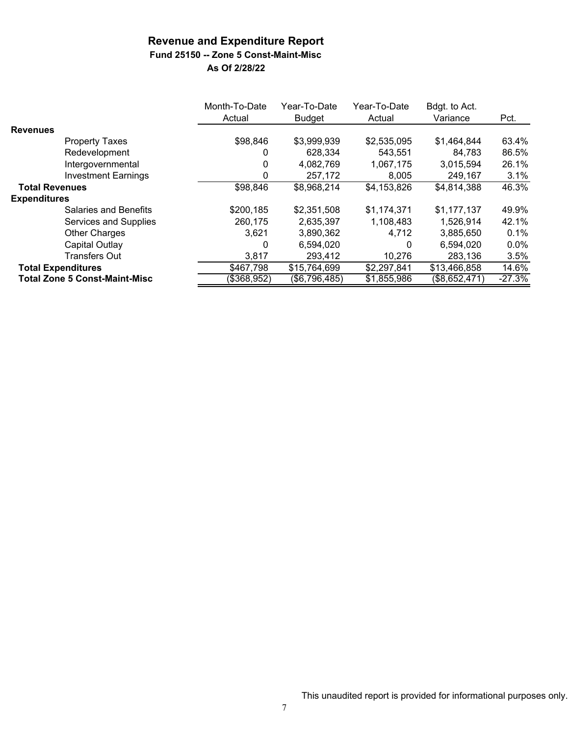# Revenue and Expenditure Report

### Fund 25150 -- Zone 5 Const-Maint-Misc

### As Of 2/28/22

| | Month-To-Date Actual | Year-To-Date Budget | Year-To-Date Actual | Bdgt. to Act. Variance | Pct. |
|---|---|---|---|---|---|
| **Revenues** | | | | | |
| Property Taxes | $98,846 | $3,999,939 | $2,535,095 | $1,464,844 | 63.4% |
| Redevelopment | 0 | 628,334 | 543,551 | 84,783 | 86.5% |
| Intergovernmental | 0 | 4,082,769 | 1,067,175 | 3,015,594 | 26.1% |
| Investment Earnings | 0 | 257,172 | 8,005 | 249,167 | 3.1% |
| **Total Revenues** | $98,846 | $8,968,214 | $4,153,826 | $4,814,388 | 46.3% |
| **Expenditures** | | | | | |
| Salaries and Benefits | $200,185 | $2,351,508 | $1,174,371 | $1,177,137 | 49.9% |
| Services and Supplies | 260,175 | 2,635,397 | 1,108,483 | 1,526,914 | 42.1% |
| Other Charges | 3,621 | 3,890,362 | 4,712 | 3,885,650 | 0.1% |
| Capital Outlay | 0 | 6,594,020 | 0 | 6,594,020 | 0.0% |
| Transfers Out | 3,817 | 293,412 | 10,276 | 283,136 | 3.5% |
| **Total Expenditures** | $467,798 | $15,764,699 | $2,297,841 | $13,466,858 | 14.6% |
| **Total Zone 5 Const-Maint-Misc** | ($368,952) | ($6,796,485) | $1,855,986 | ($8,652,471) | -27.3% |

This unaudited report is provided for informational purposes only.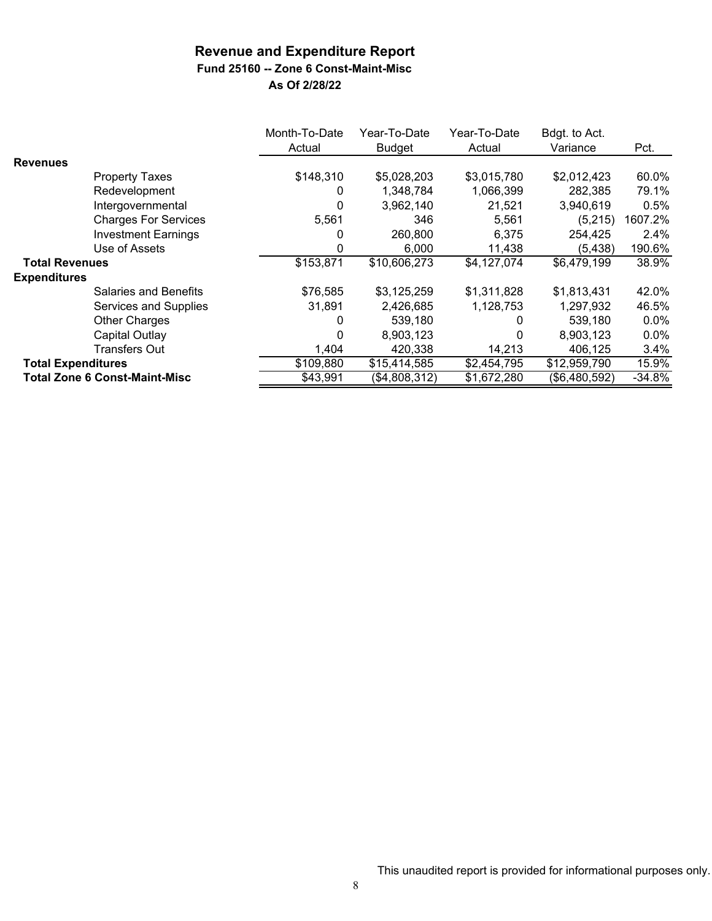# Revenue and Expenditure Report

## Fund 25160 -- Zone 6 Const-Maint-Misc

### As Of 2/28/22

| | Month-To-Date Actual | Year-To-Date Budget | Year-To-Date Actual | Bdgt. to Act. Variance | Pct. |
|---|---|---|---|---|---|
| **Revenues** | | | | | |
| Property Taxes | $148,310 | $5,028,203 | $3,015,780 | $2,012,423 | 60.0% |
| Redevelopment | 0 | 1,348,784 | 1,066,399 | 282,385 | 79.1% |
| Intergovernmental | 0 | 3,962,140 | 21,521 | 3,940,619 | 0.5% |
| Charges For Services | 5,561 | 346 | 5,561 | (5,215) | 1607.2% |
| Investment Earnings | 0 | 260,800 | 6,375 | 254,425 | 2.4% |
| Use of Assets | 0 | 6,000 | 11,438 | (5,438) | 190.6% |
| **Total Revenues** | $153,871 | $10,606,273 | $4,127,074 | $6,479,199 | 38.9% |
| **Expenditures** | | | | | |
| Salaries and Benefits | $76,585 | $3,125,259 | $1,311,828 | $1,813,431 | 42.0% |
| Services and Supplies | 31,891 | 2,426,685 | 1,128,753 | 1,297,932 | 46.5% |
| Other Charges | 0 | 539,180 | 0 | 539,180 | 0.0% |
| Capital Outlay | 0 | 8,903,123 | 0 | 8,903,123 | 0.0% |
| Transfers Out | 1,404 | 420,338 | 14,213 | 406,125 | 3.4% |
| **Total Expenditures** | $109,880 | $15,414,585 | $2,454,795 | $12,959,790 | 15.9% |
| **Total Zone 6 Const-Maint-Misc** | $43,991 | ($4,808,312) | $1,672,280 | ($6,480,592) | -34.8% |

This unaudited report is provided for informational purposes only.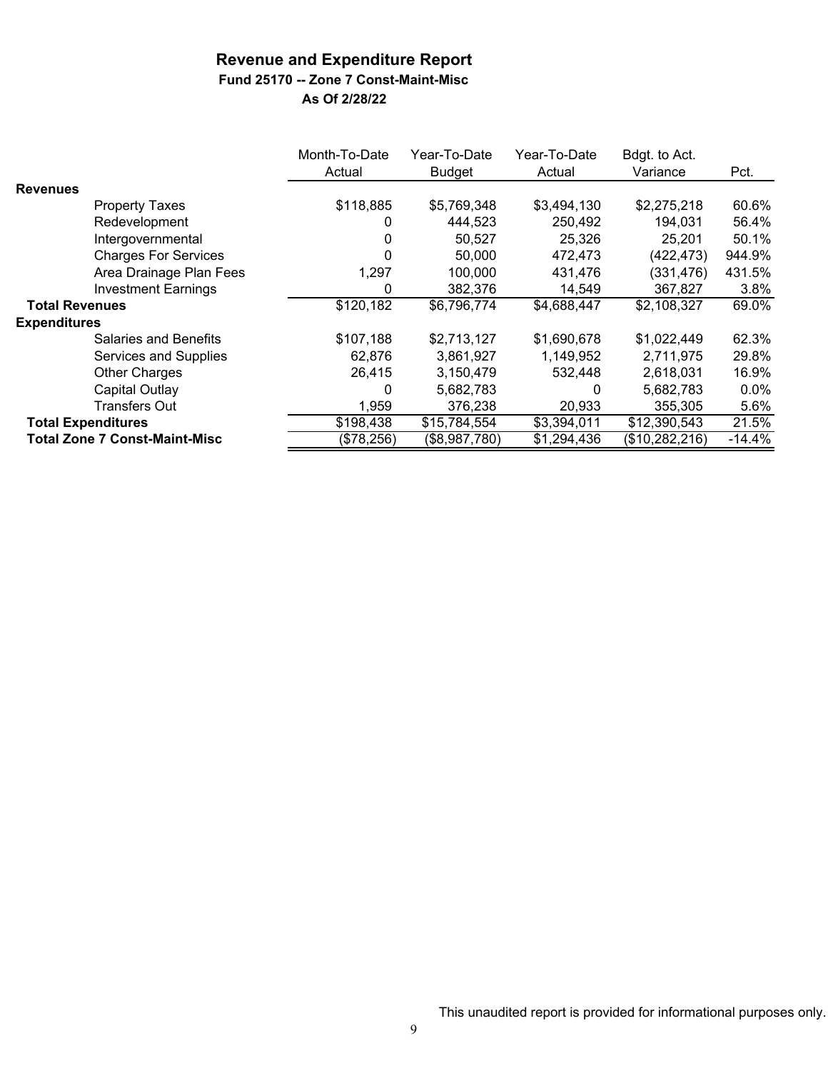# Revenue and Expenditure Report

### Fund 25170 -- Zone 7 Const-Maint-Misc

### As Of 2/28/22

| | Month-To-Date Actual | Year-To-Date Budget | Year-To-Date Actual | Bdgt. to Act. Variance | Pct. |
|---|---|---|---|---|---|
| **Revenues** | | | | | |
| Property Taxes | $118,885 | $5,769,348 | $3,494,130 | $2,275,218 | 60.6% |
| Redevelopment | 0 | 444,523 | 250,492 | 194,031 | 56.4% |
| Intergovernmental | 0 | 50,527 | 25,326 | 25,201 | 50.1% |
| Charges For Services | 0 | 50,000 | 472,473 | (422,473) | 944.9% |
| Area Drainage Plan Fees | 1,297 | 100,000 | 431,476 | (331,476) | 431.5% |
| Investment Earnings | 0 | 382,376 | 14,549 | 367,827 | 3.8% |
| **Total Revenues** | $120,182 | $6,796,774 | $4,688,447 | $2,108,327 | 69.0% |
| **Expenditures** | | | | | |
| Salaries and Benefits | $107,188 | $2,713,127 | $1,690,678 | $1,022,449 | 62.3% |
| Services and Supplies | 62,876 | 3,861,927 | 1,149,952 | 2,711,975 | 29.8% |
| Other Charges | 26,415 | 3,150,479 | 532,448 | 2,618,031 | 16.9% |
| Capital Outlay | 0 | 5,682,783 | 0 | 5,682,783 | 0.0% |
| Transfers Out | 1,959 | 376,238 | 20,933 | 355,305 | 5.6% |
| **Total Expenditures** | $198,438 | $15,784,554 | $3,394,011 | $12,390,543 | 21.5% |
| **Total Zone 7 Const-Maint-Misc** | ($78,256) | ($8,987,780) | $1,294,436 | ($10,282,216) | -14.4% |

This unaudited report is provided for informational purposes only.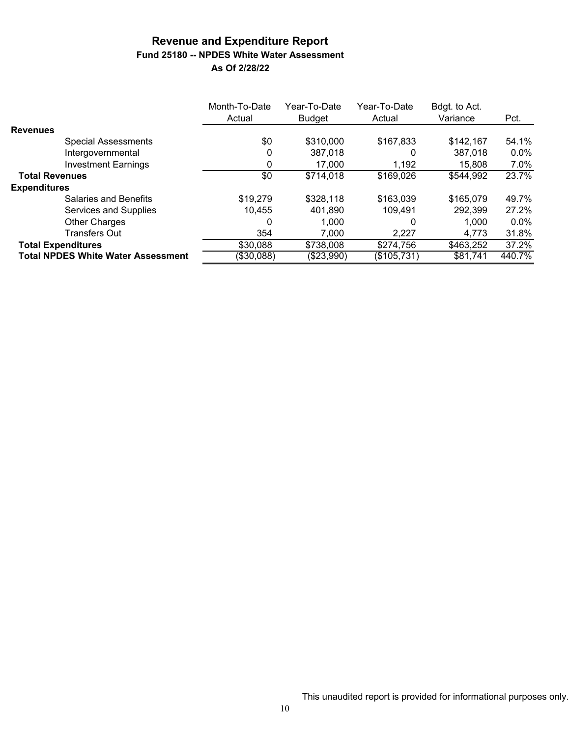# Revenue and Expenditure Report

## Fund 25180 -- NPDES White Water Assessment

### As Of 2/28/22

| | Month-To-Date Actual | Year-To-Date Budget | Year-To-Date Actual | Bdgt. to Act. Variance | Pct. |
|---|---|---|---|---|---|
| **Revenues** | | | | | |
| Special Assessments | $0 | $310,000 | $167,833 | $142,167 | 54.1% |
| Intergovernmental | 0 | 387,018 | 0 | 387,018 | 0.0% |
| Investment Earnings | 0 | 17,000 | 1,192 | 15,808 | 7.0% |
| **Total Revenues** | $0 | $714,018 | $169,026 | $544,992 | 23.7% |
| **Expenditures** | | | | | |
| Salaries and Benefits | $19,279 | $328,118 | $163,039 | $165,079 | 49.7% |
| Services and Supplies | 10,455 | 401,890 | 109,491 | 292,399 | 27.2% |
| Other Charges | 0 | 1,000 | 0 | 1,000 | 0.0% |
| Transfers Out | 354 | 7,000 | 2,227 | 4,773 | 31.8% |
| **Total Expenditures** | $30,088 | $738,008 | $274,756 | $463,252 | 37.2% |
| **Total NPDES White Water Assessment** | ($30,088) | ($23,990) | ($105,731) | $81,741 | 440.7% |

This unaudited report is provided for informational purposes only.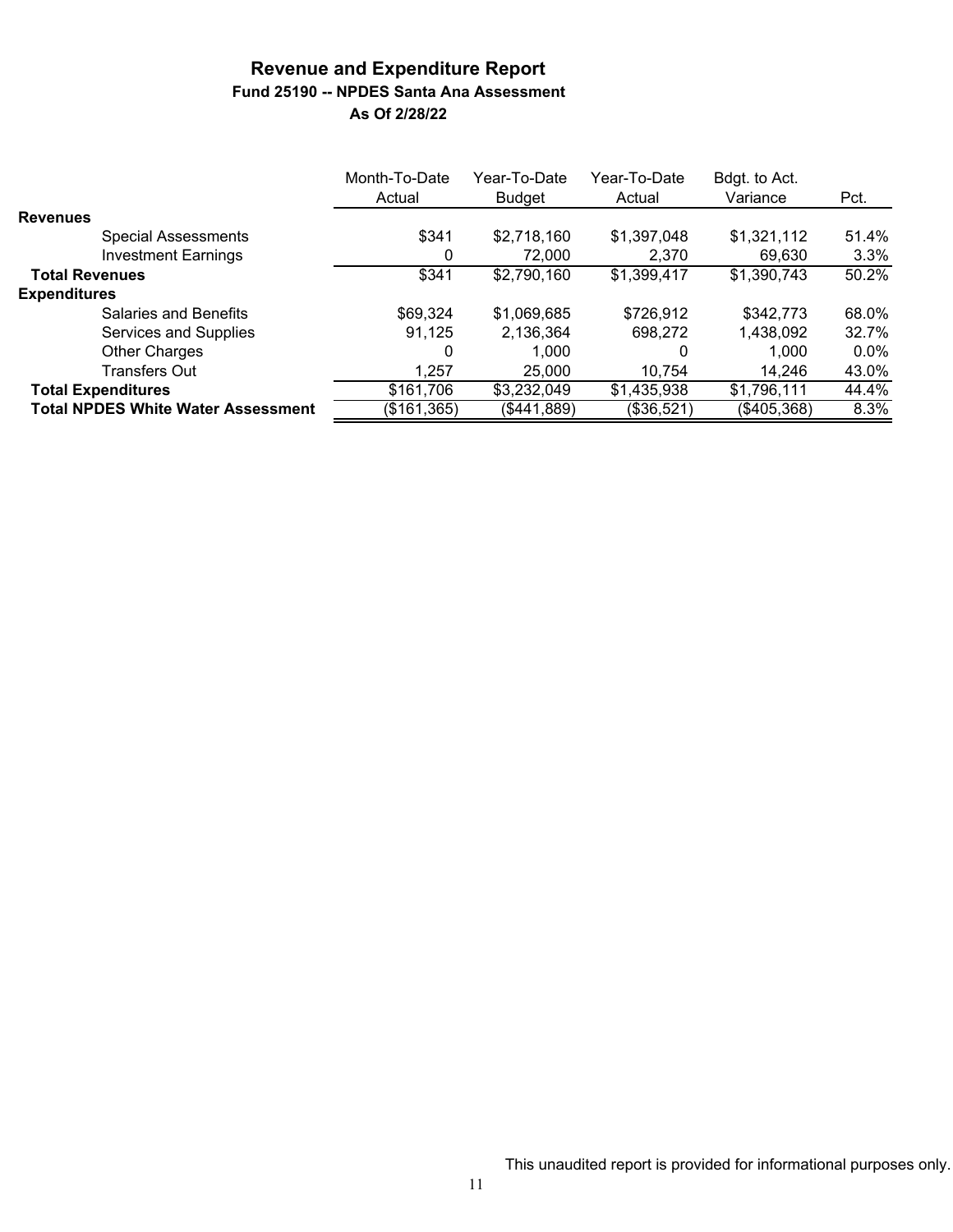# Revenue and Expenditure Report

## Fund 25190 -- NPDES Santa Ana Assessment

### As Of 2/28/22

| | Month-To-Date Actual | Year-To-Date Budget | Year-To-Date Actual | Bdgt. to Act. Variance | Pct. |
|---|---|---|---|---|---|
| **Revenues** | | | | | |
| Special Assessments | $341 | $2,718,160 | $1,397,048 | $1,321,112 | 51.4% |
| Investment Earnings | 0 | 72,000 | 2,370 | 69,630 | 3.3% |
| **Total Revenues** | $341 | $2,790,160 | $1,399,417 | $1,390,743 | 50.2% |
| **Expenditures** | | | | | |
| Salaries and Benefits | $69,324 | $1,069,685 | $726,912 | $342,773 | 68.0% |
| Services and Supplies | 91,125 | 2,136,364 | 698,272 | 1,438,092 | 32.7% |
| Other Charges | 0 | 1,000 | 0 | 1,000 | 0.0% |
| Transfers Out | 1,257 | 25,000 | 10,754 | 14,246 | 43.0% |
| **Total Expenditures** | $161,706 | $3,232,049 | $1,435,938 | $1,796,111 | 44.4% |
| **Total NPDES White Water Assessment** | ($161,365) | ($441,889) | ($36,521) | ($405,368) | 8.3% |

This unaudited report is provided for informational purposes only.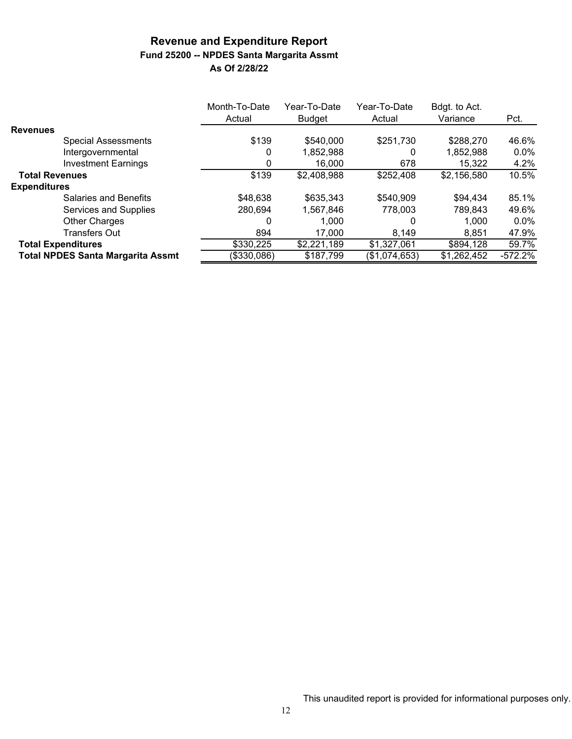# Revenue and Expenditure Report

## Fund 25200 -- NPDES Santa Margarita Assmt

### As Of 2/28/22

| | Month-To-Date Actual | Year-To-Date Budget | Year-To-Date Actual | Bdgt. to Act. Variance | Pct. |
|---|---|---|---|---|---|
| **Revenues** | | | | | |
| Special Assessments | $139 | $540,000 | $251,730 | $288,270 | 46.6% |
| Intergovernmental | 0 | 1,852,988 | 0 | 1,852,988 | 0.0% |
| Investment Earnings | 0 | 16,000 | 678 | 15,322 | 4.2% |
| **Total Revenues** | $139 | $2,408,988 | $252,408 | $2,156,580 | 10.5% |
| **Expenditures** | | | | | |
| Salaries and Benefits | $48,638 | $635,343 | $540,909 | $94,434 | 85.1% |
| Services and Supplies | 280,694 | 1,567,846 | 778,003 | 789,843 | 49.6% |
| Other Charges | 0 | 1,000 | 0 | 1,000 | 0.0% |
| Transfers Out | 894 | 17,000 | 8,149 | 8,851 | 47.9% |
| **Total Expenditures** | $330,225 | $2,221,189 | $1,327,061 | $894,128 | 59.7% |
| **Total NPDES Santa Margarita Assmt** | ($330,086) | $187,799 | ($1,074,653) | $1,262,452 | -572.2% |

This unaudited report is provided for informational purposes only.